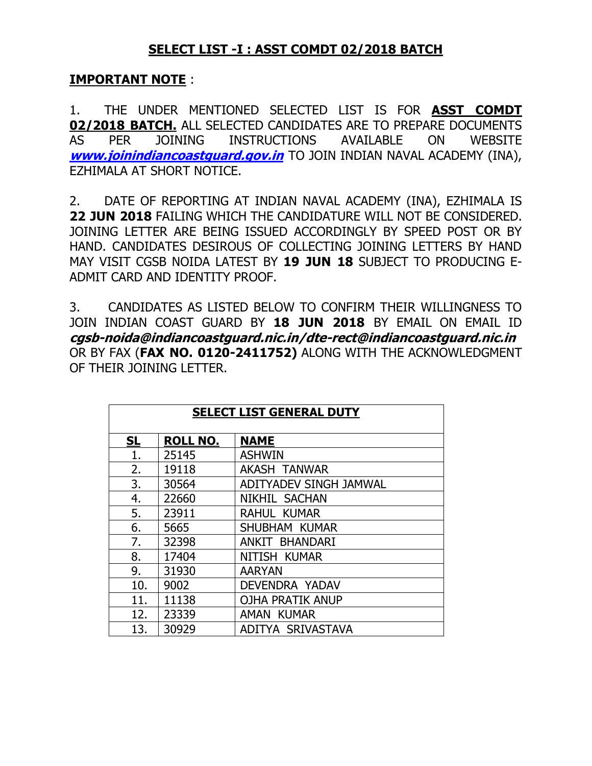## SELECT LIST -I : ASST COMDT 02/2018 BATCH

**IMPORTANT NOTE** :

1. THE UNDER MENTIONED SELECTED LIST IS FOR **ASST COMDT 02/2018 BATCH.** ALL SELECTED CANDIDATES ARE TO PREPARE DOCUMENTS AS PER JOINING INSTRUCTIONS AVAILABLE ON WEBSITE ***www.joinindiancoastguard.gov.in*** TO JOIN INDIAN NAVAL ACADEMY (INA), EZHIMALA AT SHORT NOTICE.

2. DATE OF REPORTING AT INDIAN NAVAL ACADEMY (INA), EZHIMALA IS **22 JUN 2018** FAILING WHICH THE CANDIDATURE WILL NOT BE CONSIDERED. JOINING LETTER ARE BEING ISSUED ACCORDINGLY BY SPEED POST OR BY HAND. CANDIDATES DESIROUS OF COLLECTING JOINING LETTERS BY HAND MAY VISIT CGSB NOIDA LATEST BY **19 JUN 18** SUBJECT TO PRODUCING E-ADMIT CARD AND IDENTITY PROOF.

3. CANDIDATES AS LISTED BELOW TO CONFIRM THEIR WILLINGNESS TO JOIN INDIAN COAST GUARD BY **18 JUN 2018** BY EMAIL ON EMAIL ID ***cgsb-noida@indiancoastguard.nic.in/dte-rect@indiancoastguard.nic.in*** OR BY FAX (**FAX NO. 0120-2411752)** ALONG WITH THE ACKNOWLEDGMENT OF THEIR JOINING LETTER.

**SELECT LIST GENERAL DUTY**

| SL | ROLL NO. | NAME |
|---|---|---|
| 1. | 25145 | ASHWIN |
| 2. | 19118 | AKASH TANWAR |
| 3. | 30564 | ADITYADEV SINGH JAMWAL |
| 4. | 22660 | NIKHIL SACHAN |
| 5. | 23911 | RAHUL KUMAR |
| 6. | 5665 | SHUBHAM KUMAR |
| 7. | 32398 | ANKIT BHANDARI |
| 8. | 17404 | NITISH KUMAR |
| 9. | 31930 | AARYAN |
| 10. | 9002 | DEVENDRA YADAV |
| 11. | 11138 | OJHA PRATIK ANUP |
| 12. | 23339 | AMAN KUMAR |
| 13. | 30929 | ADITYA SRIVASTAVA |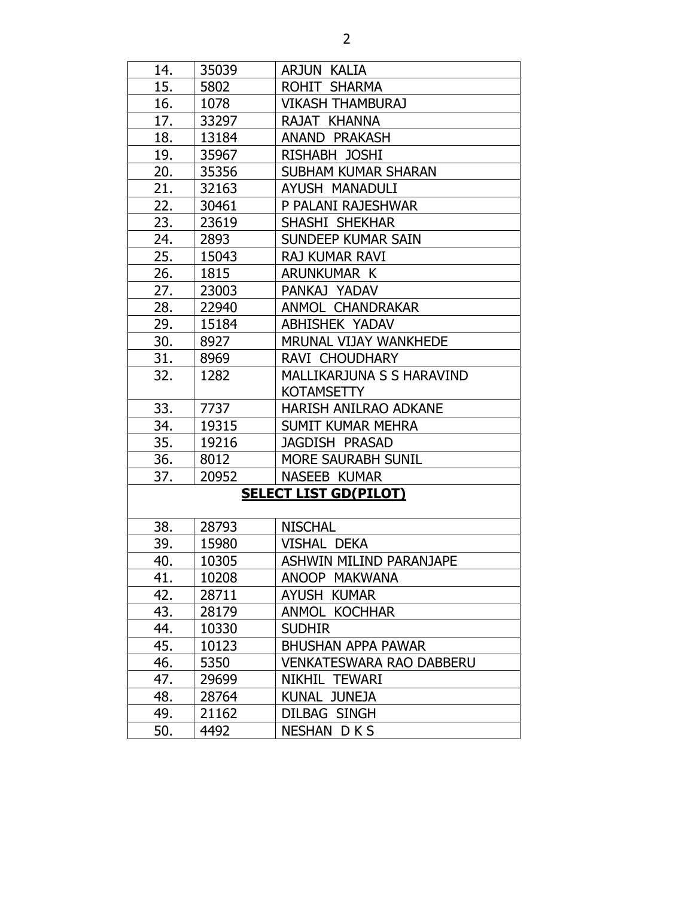| 14. | 35039 | ARJUN KALIA |
|---|---|---|
| 15. | 5802 | ROHIT SHARMA |
| 16. | 1078 | VIKASH THAMBURAJ |
| 17. | 33297 | RAJAT KHANNA |
| 18. | 13184 | ANAND PRAKASH |
| 19. | 35967 | RISHABH JOSHI |
| 20. | 35356 | SUBHAM KUMAR SHARAN |
| 21. | 32163 | AYUSH MANADULI |
| 22. | 30461 | P PALANI RAJESHWAR |
| 23. | 23619 | SHASHI SHEKHAR |
| 24. | 2893 | SUNDEEP KUMAR SAIN |
| 25. | 15043 | RAJ KUMAR RAVI |
| 26. | 1815 | ARUNKUMAR K |
| 27. | 23003 | PANKAJ YADAV |
| 28. | 22940 | ANMOL CHANDRAKAR |
| 29. | 15184 | ABHISHEK YADAV |
| 30. | 8927 | MRUNAL VIJAY WANKHEDE |
| 31. | 8969 | RAVI CHOUDHARY |
| 32. | 1282 | MALLIKARJUNA S S HARAVIND KOTAMSETTY |
| 33. | 7737 | HARISH ANILRAO ADKANE |
| 34. | 19315 | SUMIT KUMAR MEHRA |
| 35. | 19216 | JAGDISH PRASAD |
| 36. | 8012 | MORE SAURABH SUNIL |
| 37. | 20952 | NASEEB KUMAR |

**SELECT LIST GD(PILOT)**

| 38. | 28793 | NISCHAL |
|---|---|---|
| 39. | 15980 | VISHAL DEKA |
| 40. | 10305 | ASHWIN MILIND PARANJAPE |
| 41. | 10208 | ANOOP MAKWANA |
| 42. | 28711 | AYUSH KUMAR |
| 43. | 28179 | ANMOL KOCHHAR |
| 44. | 10330 | SUDHIR |
| 45. | 10123 | BHUSHAN APPA PAWAR |
| 46. | 5350 | VENKATESWARA RAO DABBERU |
| 47. | 29699 | NIKHIL TEWARI |
| 48. | 28764 | KUNAL JUNEJA |
| 49. | 21162 | DILBAG SINGH |
| 50. | 4492 | NESHAN D K S |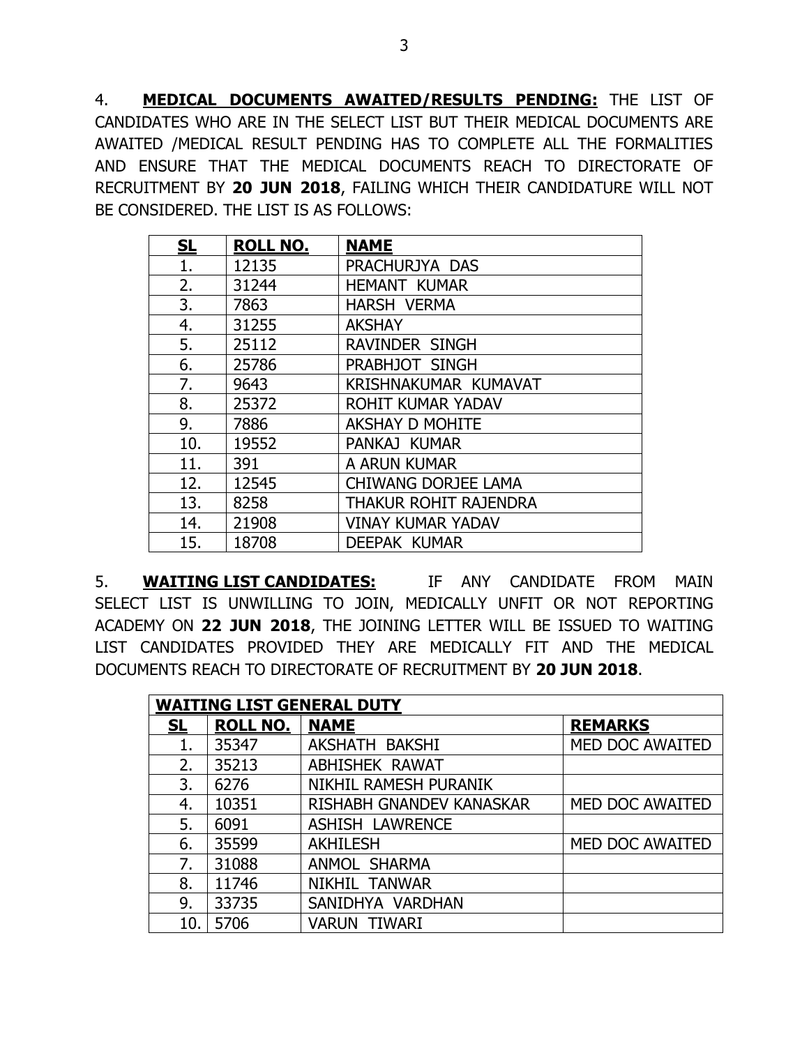4. **MEDICAL DOCUMENTS AWAITED/RESULTS PENDING:** THE LIST OF CANDIDATES WHO ARE IN THE SELECT LIST BUT THEIR MEDICAL DOCUMENTS ARE AWAITED /MEDICAL RESULT PENDING HAS TO COMPLETE ALL THE FORMALITIES AND ENSURE THAT THE MEDICAL DOCUMENTS REACH TO DIRECTORATE OF RECRUITMENT BY **20 JUN 2018**, FAILING WHICH THEIR CANDIDATURE WILL NOT BE CONSIDERED. THE LIST IS AS FOLLOWS:

| SL | ROLL NO. | NAME |
|---|---|---|
| 1. | 12135 | PRACHURJYA DAS |
| 2. | 31244 | HEMANT KUMAR |
| 3. | 7863 | HARSH VERMA |
| 4. | 31255 | AKSHAY |
| 5. | 25112 | RAVINDER SINGH |
| 6. | 25786 | PRABHJOT SINGH |
| 7. | 9643 | KRISHNAKUMAR KUMAVAT |
| 8. | 25372 | ROHIT KUMAR YADAV |
| 9. | 7886 | AKSHAY D MOHITE |
| 10. | 19552 | PANKAJ KUMAR |
| 11. | 391 | A ARUN KUMAR |
| 12. | 12545 | CHIWANG DORJEE LAMA |
| 13. | 8258 | THAKUR ROHIT RAJENDRA |
| 14. | 21908 | VINAY KUMAR YADAV |
| 15. | 18708 | DEEPAK KUMAR |

5. **WAITING LIST CANDIDATES:** IF ANY CANDIDATE FROM MAIN SELECT LIST IS UNWILLING TO JOIN, MEDICALLY UNFIT OR NOT REPORTING ACADEMY ON **22 JUN 2018**, THE JOINING LETTER WILL BE ISSUED TO WAITING LIST CANDIDATES PROVIDED THEY ARE MEDICALLY FIT AND THE MEDICAL DOCUMENTS REACH TO DIRECTORATE OF RECRUITMENT BY **20 JUN 2018**.

| **WAITING LIST GENERAL DUTY** | | | |
|---|---|---|---|
| **SL** | **ROLL NO.** | **NAME** | **REMARKS** |
| 1. | 35347 | AKSHATH BAKSHI | MED DOC AWAITED |
| 2. | 35213 | ABHISHEK RAWAT | |
| 3. | 6276 | NIKHIL RAMESH PURANIK | |
| 4. | 10351 | RISHABH GNANDEV KANASKAR | MED DOC AWAITED |
| 5. | 6091 | ASHISH LAWRENCE | |
| 6. | 35599 | AKHILESH | MED DOC AWAITED |
| 7. | 31088 | ANMOL SHARMA | |
| 8. | 11746 | NIKHIL TANWAR | |
| 9. | 33735 | SANIDHYA VARDHAN | |
| 10. | 5706 | VARUN TIWARI | |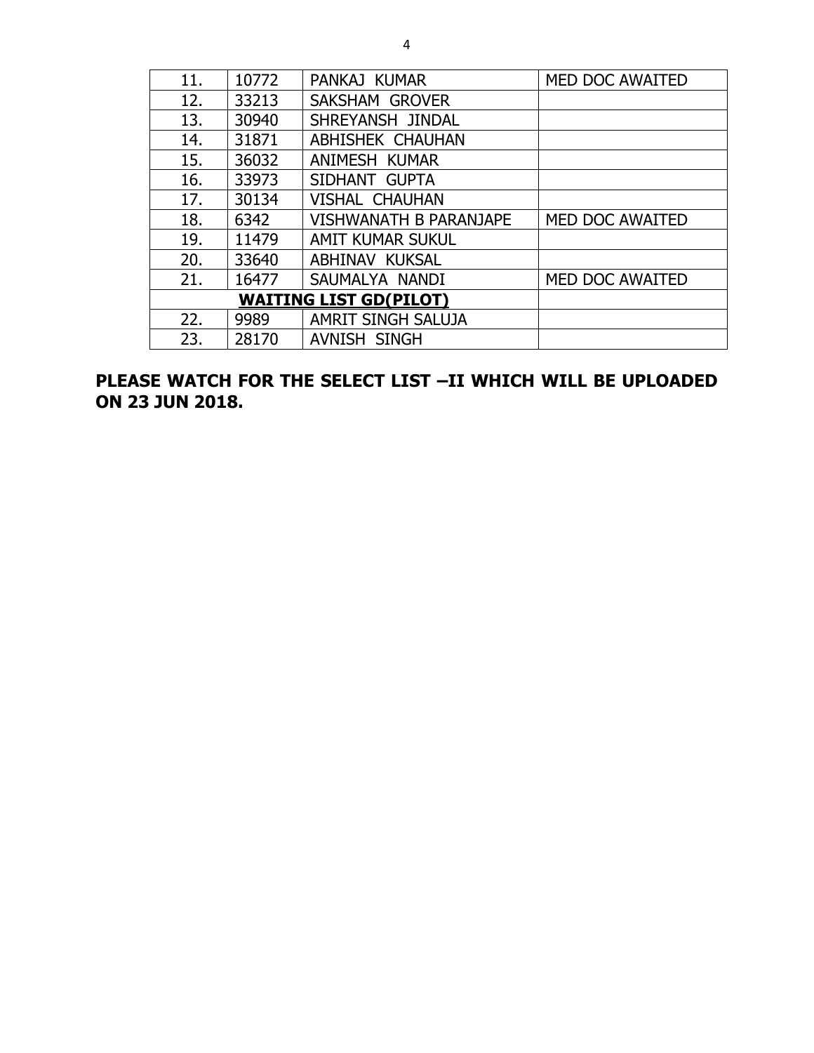| | | | |
|---|---|---|---|
| 11. | 10772 | PANKAJ KUMAR | MED DOC AWAITED |
| 12. | 33213 | SAKSHAM GROVER | |
| 13. | 30940 | SHREYANSH JINDAL | |
| 14. | 31871 | ABHISHEK CHAUHAN | |
| 15. | 36032 | ANIMESH KUMAR | |
| 16. | 33973 | SIDHANT GUPTA | |
| 17. | 30134 | VISHAL CHAUHAN | |
| 18. | 6342 | VISHWANATH B PARANJAPE | MED DOC AWAITED |
| 19. | 11479 | AMIT KUMAR SUKUL | |
| 20. | 33640 | ABHINAV KUKSAL | |
| 21. | 16477 | SAUMALYA NANDI | MED DOC AWAITED |
| **WAITING LIST GD(PILOT)** | | | |
| 22. | 9989 | AMRIT SINGH SALUJA | |
| 23. | 28170 | AVNISH SINGH | |

**PLEASE WATCH FOR THE SELECT LIST –II WHICH WILL BE UPLOADED ON 23 JUN 2018.**